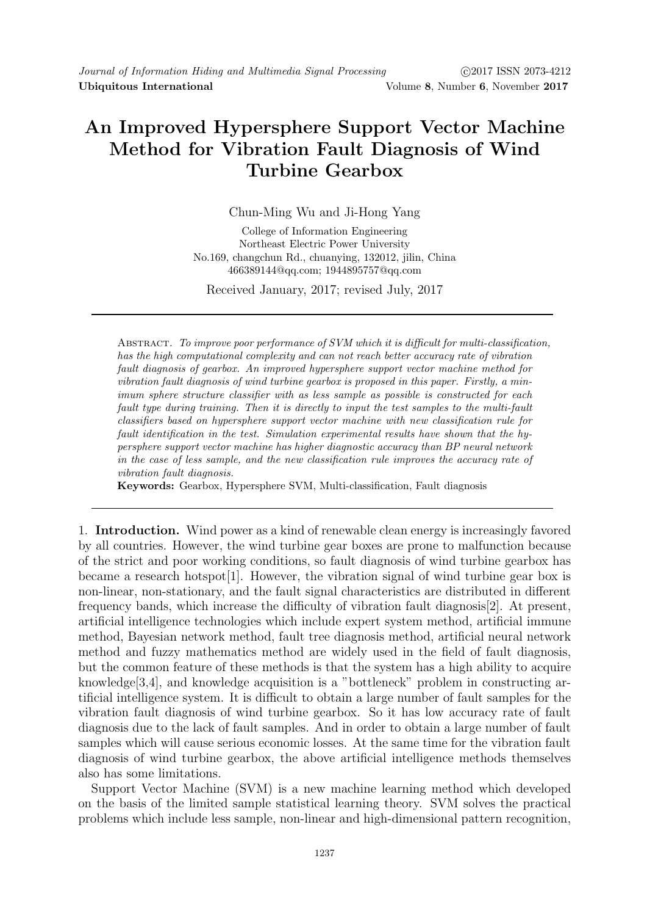# An Improved Hypersphere Support Vector Machine Method for Vibration Fault Diagnosis of Wind Turbine Gearbox

Chun-Ming Wu and Ji-Hong Yang

College of Information Engineering
Northeast Electric Power University
No.169, changchun Rd., chuanying, 132012, jilin, China
466389144@qq.com; 1944895757@qq.com

Received January, 2017; revised July, 2017

Abstract. *To improve poor performance of SVM which it is difficult for multi-classification, has the high computational complexity and can not reach better accuracy rate of vibration fault diagnosis of gearbox. An improved hypersphere support vector machine method for vibration fault diagnosis of wind turbine gearbox is proposed in this paper. Firstly, a minimum sphere structure classifier with as less sample as possible is constructed for each fault type during training. Then it is directly to input the test samples to the multi-fault classifiers based on hypersphere support vector machine with new classification rule for fault identification in the test. Simulation experimental results have shown that the hypersphere support vector machine has higher diagnostic accuracy than BP neural network in the case of less sample, and the new classification rule improves the accuracy rate of vibration fault diagnosis.*

**Keywords:** Gearbox, Hypersphere SVM, Multi-classification, Fault diagnosis

1. **Introduction.** Wind power as a kind of renewable clean energy is increasingly favored by all countries. However, the wind turbine gear boxes are prone to malfunction because of the strict and poor working conditions, so fault diagnosis of wind turbine gearbox has became a research hotspot[1]. However, the vibration signal of wind turbine gear box is non-linear, non-stationary, and the fault signal characteristics are distributed in different frequency bands, which increase the difficulty of vibration fault diagnosis[2]. At present, artificial intelligence technologies which include expert system method, artificial immune method, Bayesian network method, fault tree diagnosis method, artificial neural network method and fuzzy mathematics method are widely used in the field of fault diagnosis, but the common feature of these methods is that the system has a high ability to acquire knowledge[3,4], and knowledge acquisition is a "bottleneck" problem in constructing artificial intelligence system. It is difficult to obtain a large number of fault samples for the vibration fault diagnosis of wind turbine gearbox. So it has low accuracy rate of fault diagnosis due to the lack of fault samples. And in order to obtain a large number of fault samples which will cause serious economic losses. At the same time for the vibration fault diagnosis of wind turbine gearbox, the above artificial intelligence methods themselves also has some limitations.

Support Vector Machine (SVM) is a new machine learning method which developed on the basis of the limited sample statistical learning theory. SVM solves the practical problems which include less sample, non-linear and high-dimensional pattern recognition,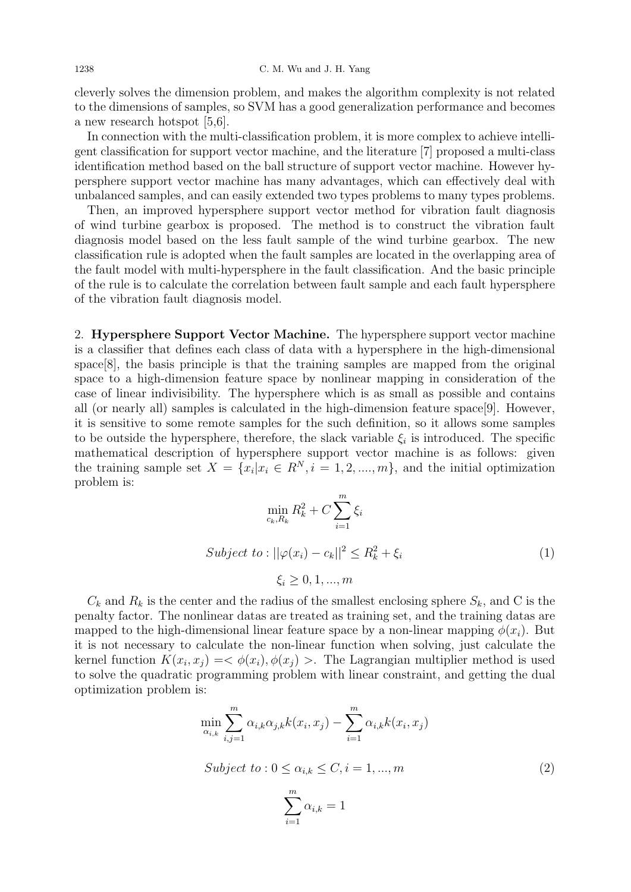cleverly solves the dimension problem, and makes the algorithm complexity is not related to the dimensions of samples, so SVM has a good generalization performance and becomes a new research hotspot [5,6].

In connection with the multi-classification problem, it is more complex to achieve intelligent classification for support vector machine, and the literature [7] proposed a multi-class identification method based on the ball structure of support vector machine. However hypersphere support vector machine has many advantages, which can effectively deal with unbalanced samples, and can easily extended two types problems to many types problems.

Then, an improved hypersphere support vector method for vibration fault diagnosis of wind turbine gearbox is proposed. The method is to construct the vibration fault diagnosis model based on the less fault sample of the wind turbine gearbox. The new classification rule is adopted when the fault samples are located in the overlapping area of the fault model with multi-hypersphere in the fault classification. And the basic principle of the rule is to calculate the correlation between fault sample and each fault hypersphere of the vibration fault diagnosis model.

## 2. Hypersphere Support Vector Machine.

The hypersphere support vector machine is a classifier that defines each class of data with a hypersphere in the high-dimensional space[8], the basis principle is that the training samples are mapped from the original space to a high-dimension feature space by nonlinear mapping in consideration of the case of linear indivisibility. The hypersphere which is as small as possible and contains all (or nearly all) samples is calculated in the high-dimension feature space[9]. However, it is sensitive to some remote samples for the such definition, so it allows some samples to be outside the hypersphere, therefore, the slack variable $\xi_i$ is introduced. The specific mathematical description of hypersphere support vector machine is as follows: given the training sample set $X = \{x_i | x_i \in R^N, i = 1, 2, ....., m\}$, and the initial optimization problem is:

$$\min_{c_k, R_k} R_k^2 + C \sum_{i=1}^{m} \xi_i$$

$$Subject\ to : ||\varphi(x_i) - c_k||^2 \leq R_k^2 + \xi_i \tag{1}$$

$$\xi_i \geq 0, 1, ..., m$$

$C_k$ and $R_k$ is the center and the radius of the smallest enclosing sphere $S_k$, and C is the penalty factor. The nonlinear datas are treated as training set, and the training datas are mapped to the high-dimensional linear feature space by a non-linear mapping $\phi(x_i)$. But it is not necessary to calculate the non-linear function when solving, just calculate the kernel function $K(x_i, x_j) =< \phi(x_i), \phi(x_j) >$. The Lagrangian multiplier method is used to solve the quadratic programming problem with linear constraint, and getting the dual optimization problem is:

$$\min_{\alpha_{i,k}} \sum_{i,j=1}^{m} \alpha_{i,k} \alpha_{j,k} k(x_i, x_j) - \sum_{i=1}^{m} \alpha_{i,k} k(x_i, x_j)$$

$$Subject\ to : 0 \leq \alpha_{i,k} \leq C, i = 1, ..., m \tag{2}$$

$$\sum_{i=1}^{m} \alpha_{i,k} = 1$$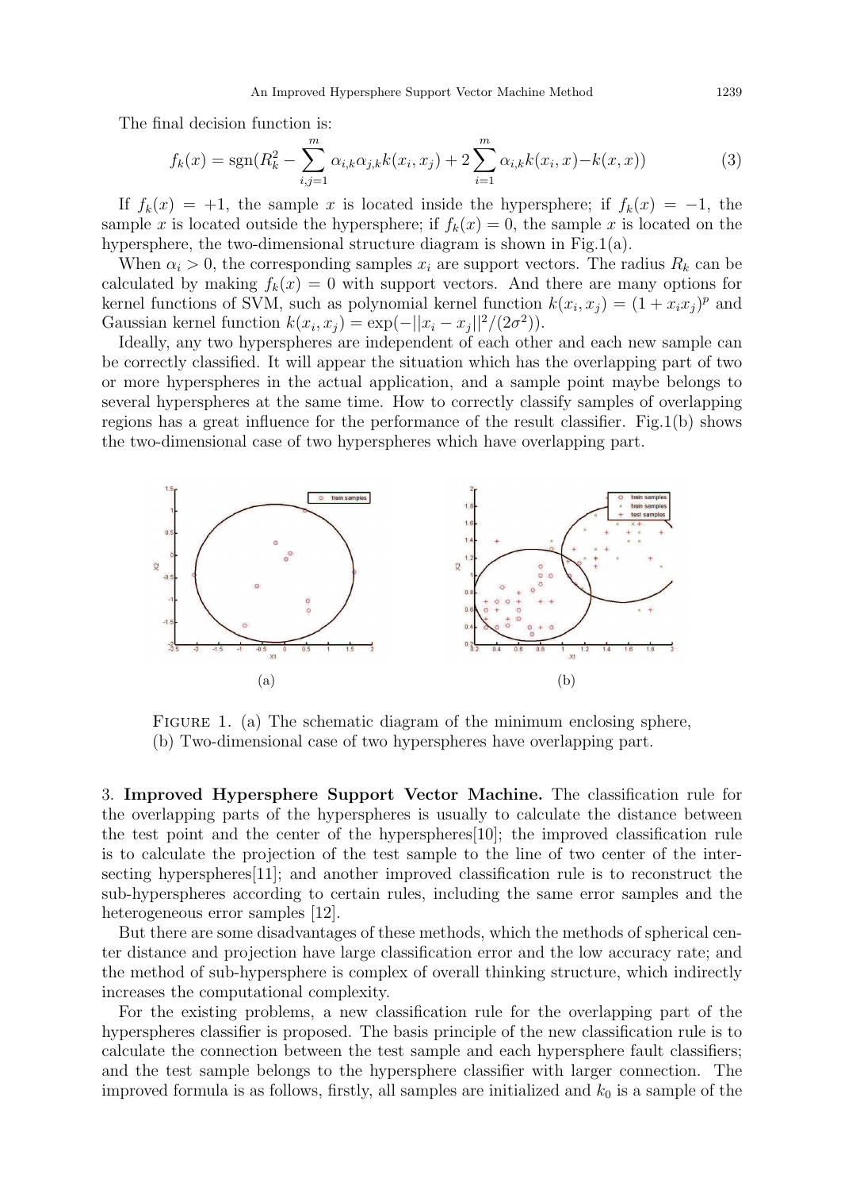The final decision function is:

$$f_k(x) = \text{sgn}(R_k^2 - \sum_{i,j=1}^{m} \alpha_{i,k}\alpha_{j,k}k(x_i, x_j) + 2\sum_{i=1}^{m} \alpha_{i,k}k(x_i, x) - k(x, x)) \tag{3}$$

If $f_k(x) = +1$, the sample $x$ is located inside the hypersphere; if $f_k(x) = -1$, the sample $x$ is located outside the hypersphere; if $f_k(x) = 0$, the sample $x$ is located on the hypersphere, the two-dimensional structure diagram is shown in Fig.1(a).

When $\alpha_i > 0$, the corresponding samples $x_i$ are support vectors. The radius $R_k$ can be calculated by making $f_k(x) = 0$ with support vectors. And there are many options for kernel functions of SVM, such as polynomial kernel function $k(x_i, x_j) = (1 + x_i x_j)^p$ and Gaussian kernel function $k(x_i, x_j) = \exp(-||x_i - x_j||^2/(2\sigma^2))$.

Ideally, any two hyperspheres are independent of each other and each new sample can be correctly classified. It will appear the situation which has the overlapping part of two or more hyperspheres in the actual application, and a sample point maybe belongs to several hyperspheres at the same time. How to correctly classify samples of overlapping regions has a great influence for the performance of the result classifier. Fig.1(b) shows the two-dimensional case of two hyperspheres which have overlapping part.

(a) (b)

FIGURE 1. (a) The schematic diagram of the minimum enclosing sphere, (b) Two-dimensional case of two hyperspheres have overlapping part.

3. **Improved Hypersphere Support Vector Machine.** The classification rule for the overlapping parts of the hyperspheres is usually to calculate the distance between the test point and the center of the hyperspheres[10]; the improved classification rule is to calculate the projection of the test sample to the line of two center of the intersecting hyperspheres[11]; and another improved classification rule is to reconstruct the sub-hyperspheres according to certain rules, including the same error samples and the heterogeneous error samples [12].

But there are some disadvantages of these methods, which the methods of spherical center distance and projection have large classification error and the low accuracy rate; and the method of sub-hypersphere is complex of overall thinking structure, which indirectly increases the computational complexity.

For the existing problems, a new classification rule for the overlapping part of the hyperspheres classifier is proposed. The basis principle of the new classification rule is to calculate the connection between the test sample and each hypersphere fault classifiers; and the test sample belongs to the hypersphere classifier with larger connection. The improved formula is as follows, firstly, all samples are initialized and $k_0$ is a sample of the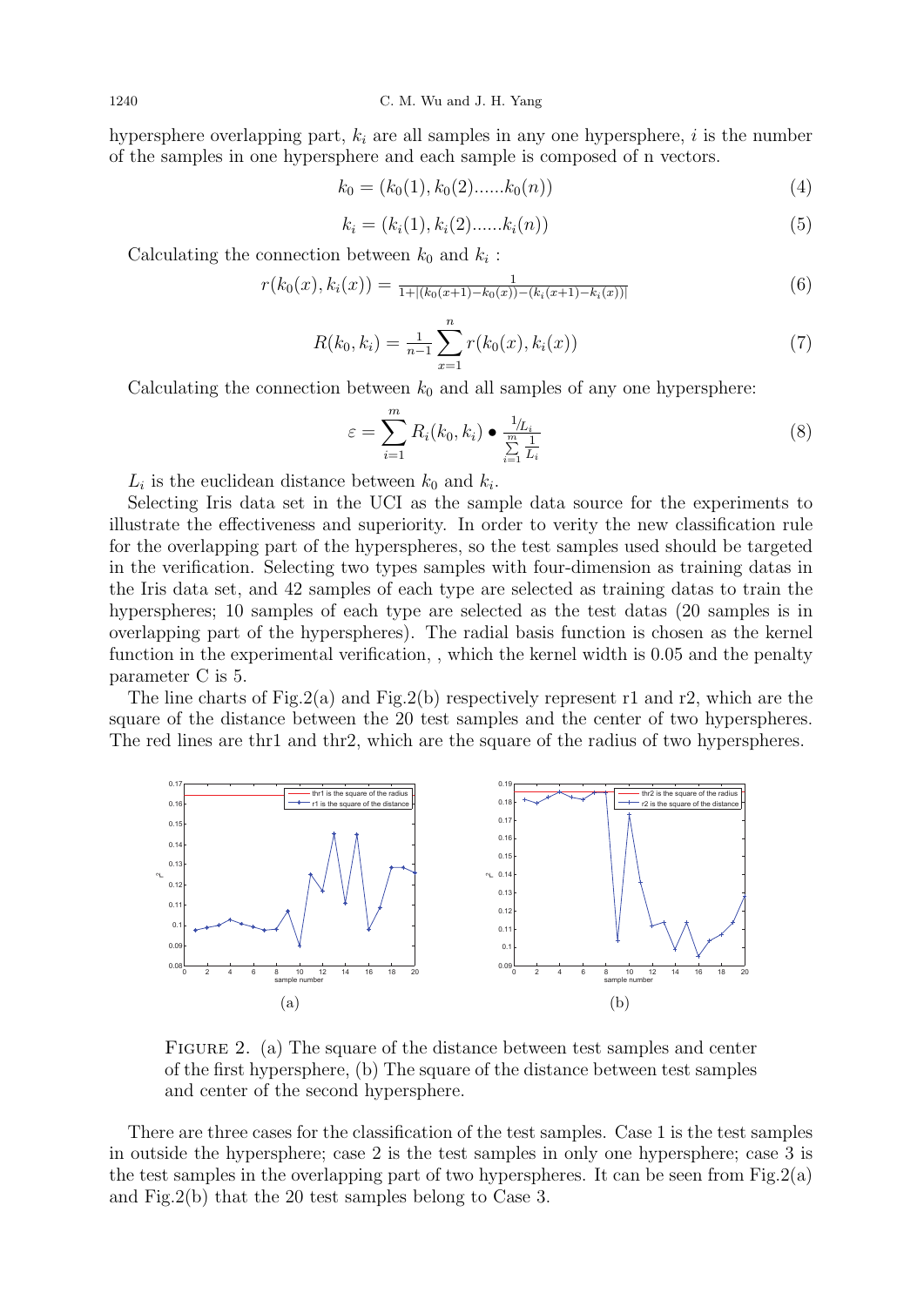hypersphere overlapping part, $k_i$ are all samples in any one hypersphere, $i$ is the number of the samples in one hypersphere and each sample is composed of n vectors.

$$k_0 = (k_0(1), k_0(2)......k_0(n)) \tag{4}$$

$$k_i = (k_i(1), k_i(2)......k_i(n)) \tag{5}$$

Calculating the connection between $k_0$ and $k_i$ :

$$r(k_0(x), k_i(x)) = \frac{1}{1+|(k_0(x+1)-k_0(x))-(k_i(x+1)-k_i(x))|} \tag{6}$$

$$R(k_0, k_i) = \frac{1}{n-1}\sum_{x=1}^{n} r(k_0(x), k_i(x)) \tag{7}$$

Calculating the connection between $k_0$ and all samples of any one hypersphere:

$$\varepsilon = \sum_{i=1}^{m} R_i(k_0, k_i) \bullet \frac{1/L_i}{\sum\limits_{i=1}^{m} \frac{1}{L_i}} \tag{8}$$

$L_i$ is the euclidean distance between $k_0$ and $k_i$.

Selecting Iris data set in the UCI as the sample data source for the experiments to illustrate the effectiveness and superiority. In order to verity the new classification rule for the overlapping part of the hyperspheres, so the test samples used should be targeted in the verification. Selecting two types samples with four-dimension as training datas in the Iris data set, and 42 samples of each type are selected as training datas to train the hyperspheres; 10 samples of each type are selected as the test datas (20 samples is in overlapping part of the hyperspheres). The radial basis function is chosen as the kernel function in the experimental verification, , which the kernel width is 0.05 and the penalty parameter C is 5.

The line charts of Fig.2(a) and Fig.2(b) respectively represent r1 and r2, which are the square of the distance between the 20 test samples and the center of two hyperspheres. The red lines are thr1 and thr2, which are the square of the radius of two hyperspheres.

Figure 2. (a) The square of the distance between test samples and center of the first hypersphere, (b) The square of the distance between test samples and center of the second hypersphere.

There are three cases for the classification of the test samples. Case 1 is the test samples in outside the hypersphere; case 2 is the test samples in only one hypersphere; case 3 is the test samples in the overlapping part of two hyperspheres. It can be seen from Fig.2(a) and Fig.2(b) that the 20 test samples belong to Case 3.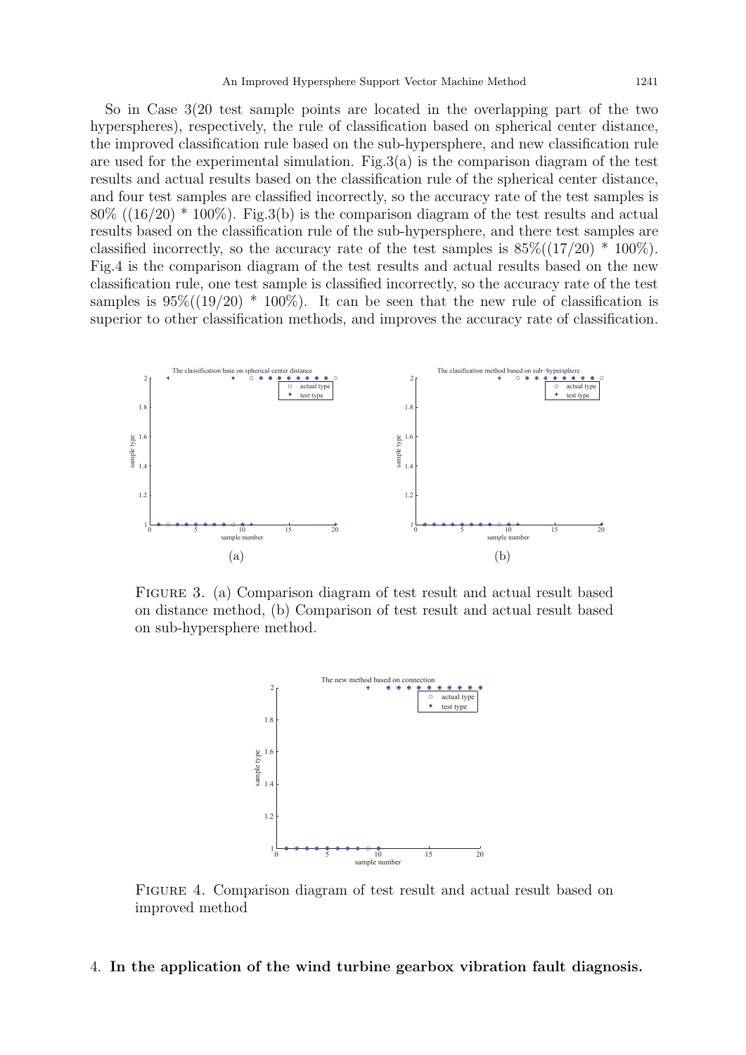So in Case 3(20 test sample points are located in the overlapping part of the two hyperspheres), respectively, the rule of classification based on spherical center distance, the improved classification rule based on the sub-hypersphere, and new classification rule are used for the experimental simulation. Fig.3(a) is the comparison diagram of the test results and actual results based on the classification rule of the spherical center distance, and four test samples are classified incorrectly, so the accuracy rate of the test samples is 80% ((16/20) * 100%). Fig.3(b) is the comparison diagram of the test results and actual results based on the classification rule of the sub-hypersphere, and there test samples are classified incorrectly, so the accuracy rate of the test samples is 85%((17/20) * 100%). Fig.4 is the comparison diagram of the test results and actual results based on the new classification rule, one test sample is classified incorrectly, so the accuracy rate of the test samples is 95%((19/20) * 100%). It can be seen that the new rule of classification is superior to other classification methods, and improves the accuracy rate of classification.

FIGURE 3. (a) Comparison diagram of test result and actual result based on distance method, (b) Comparison of test result and actual result based on sub-hypersphere method.

FIGURE 4. Comparison diagram of test result and actual result based on improved method

## 4. In the application of the wind turbine gearbox vibration fault diagnosis.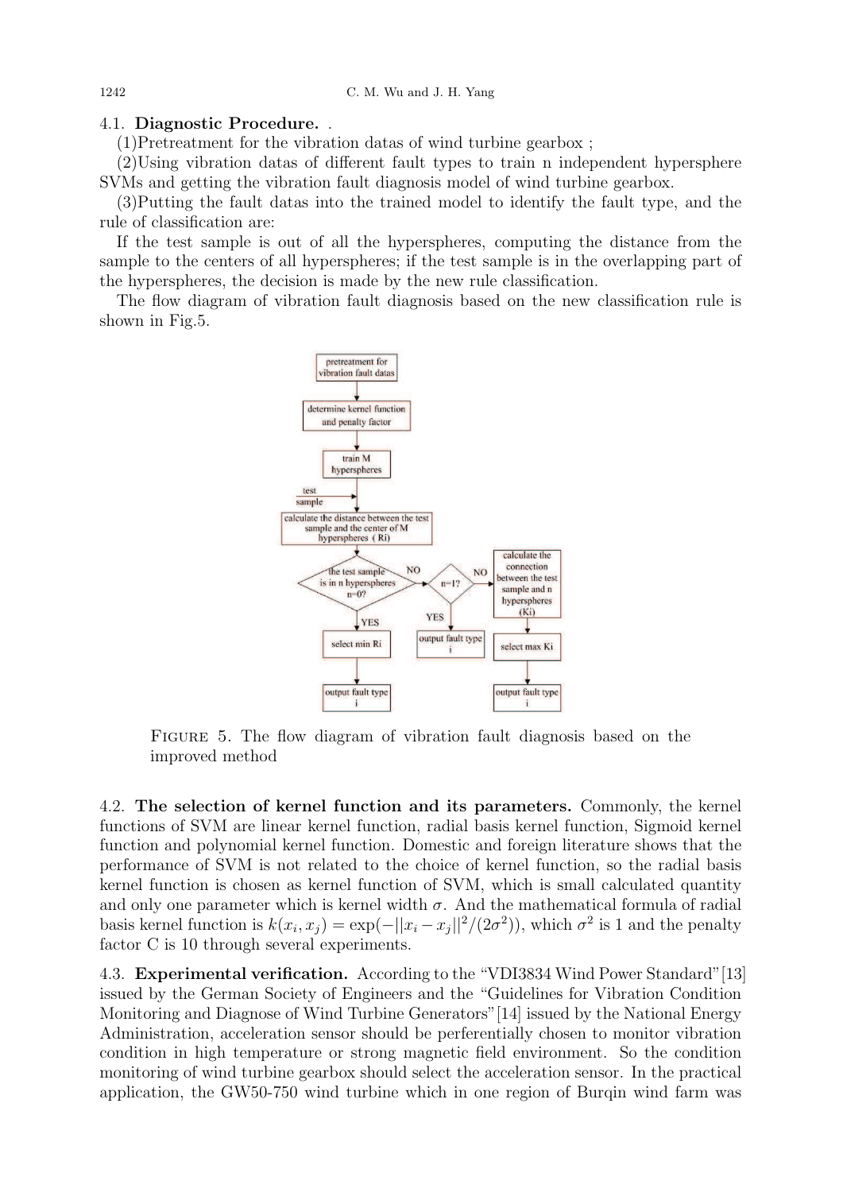4.1. **Diagnostic Procedure.** .

(1)Pretreatment for the vibration datas of wind turbine gearbox ;

(2)Using vibration datas of different fault types to train n independent hypersphere SVMs and getting the vibration fault diagnosis model of wind turbine gearbox.

(3)Putting the fault datas into the trained model to identify the fault type, and the rule of classification are:

If the test sample is out of all the hyperspheres, computing the distance from the sample to the centers of all hyperspheres; if the test sample is in the overlapping part of the hyperspheres, the decision is made by the new rule classification.

The flow diagram of vibration fault diagnosis based on the new classification rule is shown in Fig.5.

FIGURE 5. The flow diagram of vibration fault diagnosis based on the improved method

4.2. **The selection of kernel function and its parameters.** Commonly, the kernel functions of SVM are linear kernel function, radial basis kernel function, Sigmoid kernel function and polynomial kernel function. Domestic and foreign literature shows that the performance of SVM is not related to the choice of kernel function, so the radial basis kernel function is chosen as kernel function of SVM, which is small calculated quantity and only one parameter which is kernel width $\sigma$. And the mathematical formula of radial basis kernel function is $k(x_i, x_j) = \exp(-||x_i - x_j||^2/(2\sigma^2))$, which $\sigma^2$ is 1 and the penalty factor C is 10 through several experiments.

4.3. **Experimental verification.** According to the "VDI3834 Wind Power Standard"[13] issued by the German Society of Engineers and the "Guidelines for Vibration Condition Monitoring and Diagnose of Wind Turbine Generators"[14] issued by the National Energy Administration, acceleration sensor should be perferentially chosen to monitor vibration condition in high temperature or strong magnetic field environment. So the condition monitoring of wind turbine gearbox should select the acceleration sensor. In the practical application, the GW50-750 wind turbine which in one region of Burqin wind farm was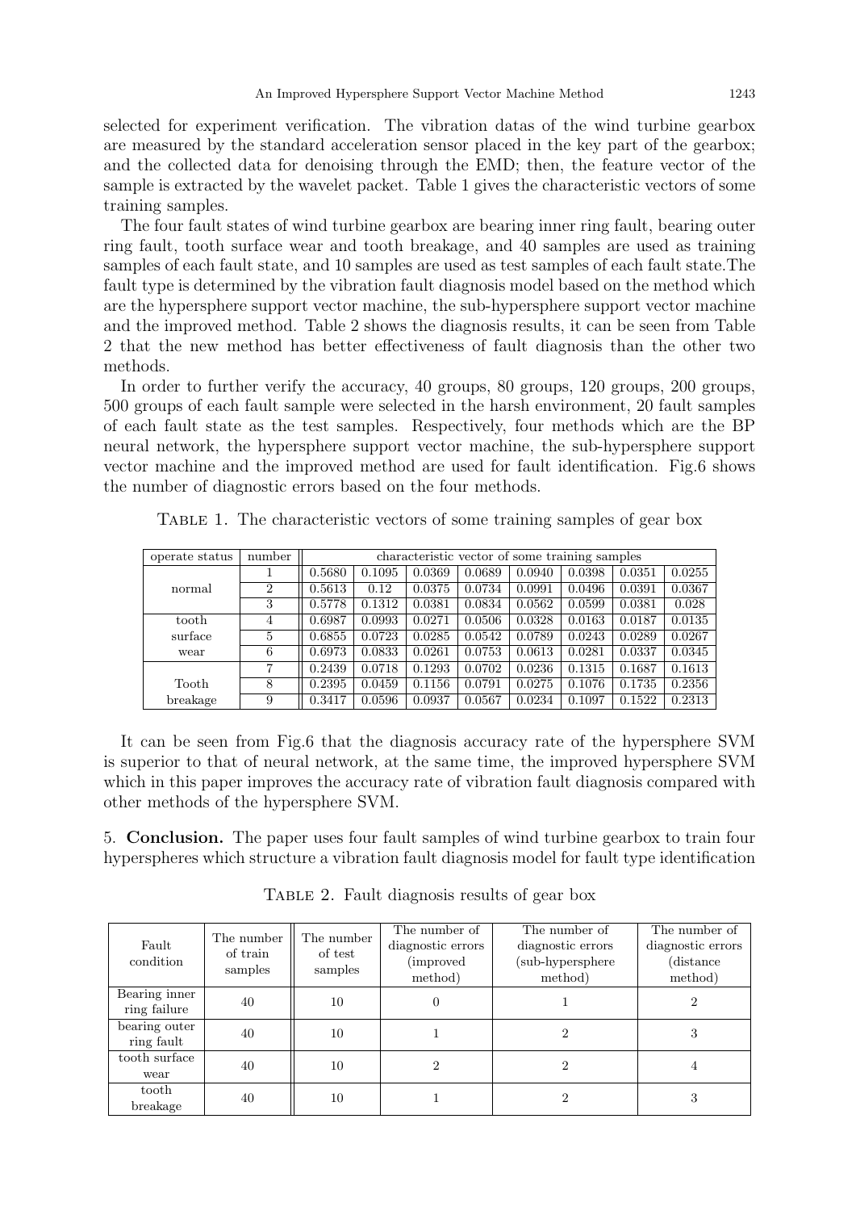selected for experiment verification. The vibration datas of the wind turbine gearbox are measured by the standard acceleration sensor placed in the key part of the gearbox; and the collected data for denoising through the EMD; then, the feature vector of the sample is extracted by the wavelet packet. Table 1 gives the characteristic vectors of some training samples.

The four fault states of wind turbine gearbox are bearing inner ring fault, bearing outer ring fault, tooth surface wear and tooth breakage, and 40 samples are used as training samples of each fault state, and 10 samples are used as test samples of each fault state.The fault type is determined by the vibration fault diagnosis model based on the method which are the hypersphere support vector machine, the sub-hypersphere support vector machine and the improved method. Table 2 shows the diagnosis results, it can be seen from Table 2 that the new method has better effectiveness of fault diagnosis than the other two methods.

In order to further verify the accuracy, 40 groups, 80 groups, 120 groups, 200 groups, 500 groups of each fault sample were selected in the harsh environment, 20 fault samples of each fault state as the test samples. Respectively, four methods which are the BP neural network, the hypersphere support vector machine, the sub-hypersphere support vector machine and the improved method are used for fault identification. Fig.6 shows the number of diagnostic errors based on the four methods.

Table 1. The characteristic vectors of some training samples of gear box

| operate status | number | characteristic vector of some training samples | | | | | | | |
|---|---|---|---|---|---|---|---|---|---|
| normal | 1 | 0.5680 | 0.1095 | 0.0369 | 0.0689 | 0.0940 | 0.0398 | 0.0351 | 0.0255 |
| | 2 | 0.5613 | 0.12 | 0.0375 | 0.0734 | 0.0991 | 0.0496 | 0.0391 | 0.0367 |
| | 3 | 0.5778 | 0.1312 | 0.0381 | 0.0834 | 0.0562 | 0.0599 | 0.0381 | 0.028 |
| tooth surface wear | 4 | 0.6987 | 0.0993 | 0.0271 | 0.0506 | 0.0328 | 0.0163 | 0.0187 | 0.0135 |
| | 5 | 0.6855 | 0.0723 | 0.0285 | 0.0542 | 0.0789 | 0.0243 | 0.0289 | 0.0267 |
| | 6 | 0.6973 | 0.0833 | 0.0261 | 0.0753 | 0.0613 | 0.0281 | 0.0337 | 0.0345 |
| Tooth breakage | 7 | 0.2439 | 0.0718 | 0.1293 | 0.0702 | 0.0236 | 0.1315 | 0.1687 | 0.1613 |
| | 8 | 0.2395 | 0.0459 | 0.1156 | 0.0791 | 0.0275 | 0.1076 | 0.1735 | 0.2356 |
| | 9 | 0.3417 | 0.0596 | 0.0937 | 0.0567 | 0.0234 | 0.1097 | 0.1522 | 0.2313 |

It can be seen from Fig.6 that the diagnosis accuracy rate of the hypersphere SVM is superior to that of neural network, at the same time, the improved hypersphere SVM which in this paper improves the accuracy rate of vibration fault diagnosis compared with other methods of the hypersphere SVM.

## 5. Conclusion.

The paper uses four fault samples of wind turbine gearbox to train four hyperspheres which structure a vibration fault diagnosis model for fault type identification

Table 2. Fault diagnosis results of gear box

| Fault condition | The number of train samples | The number of test samples | The number of diagnostic errors (improved method) | The number of diagnostic errors (sub-hypersphere method) | The number of diagnostic errors (distance method) |
|---|---|---|---|---|---|
| Bearing inner ring failure | 40 | 10 | 0 | 1 | 2 |
| bearing outer ring fault | 40 | 10 | 1 | 2 | 3 |
| tooth surface wear | 40 | 10 | 2 | 2 | 4 |
| tooth breakage | 40 | 10 | 1 | 2 | 3 |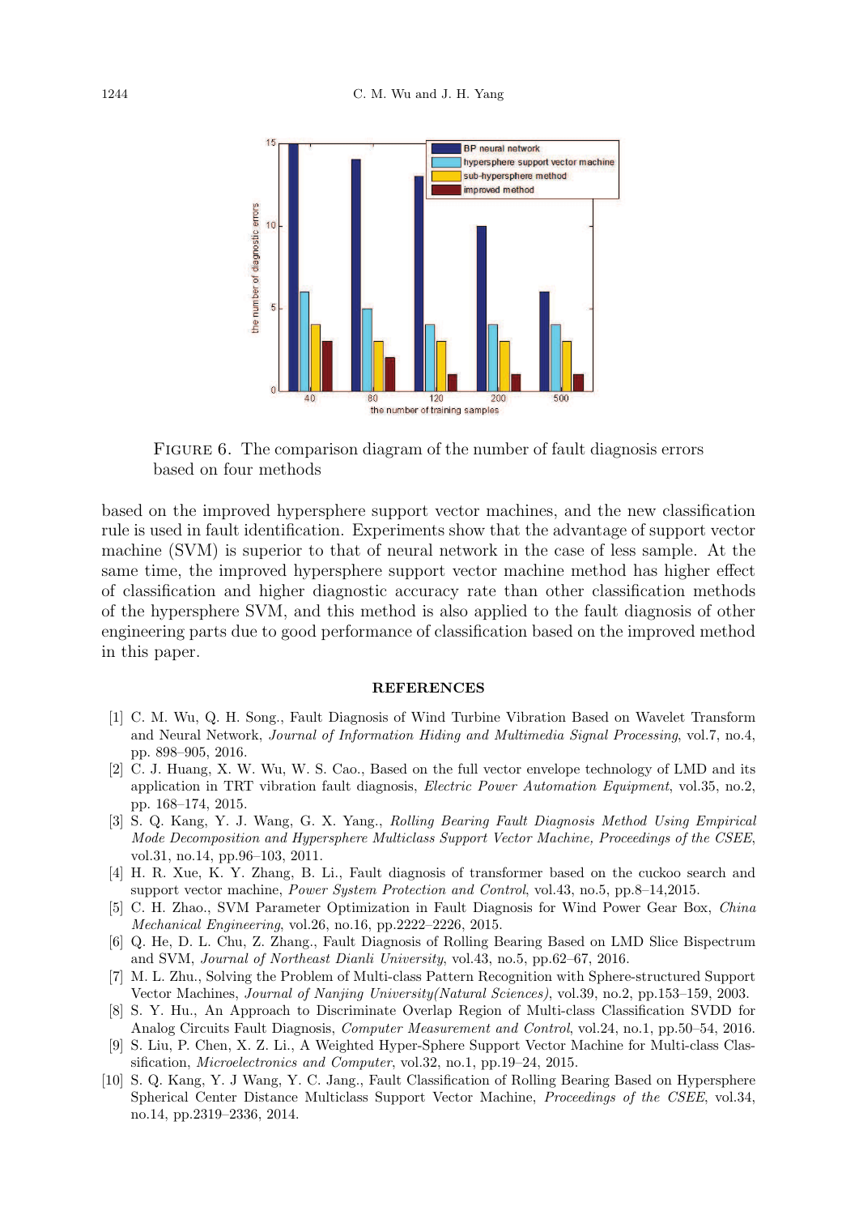FIGURE 6. The comparison diagram of the number of fault diagnosis errors based on four methods

based on the improved hypersphere support vector machines, and the new classification rule is used in fault identification. Experiments show that the advantage of support vector machine (SVM) is superior to that of neural network in the case of less sample. At the same time, the improved hypersphere support vector machine method has higher effect of classification and higher diagnostic accuracy rate than other classification methods of the hypersphere SVM, and this method is also applied to the fault diagnosis of other engineering parts due to good performance of classification based on the improved method in this paper.

## REFERENCES

[1] C. M. Wu, Q. H. Song., Fault Diagnosis of Wind Turbine Vibration Based on Wavelet Transform and Neural Network, *Journal of Information Hiding and Multimedia Signal Processing*, vol.7, no.4, pp. 898–905, 2016.

[2] C. J. Huang, X. W. Wu, W. S. Cao., Based on the full vector envelope technology of LMD and its application in TRT vibration fault diagnosis, *Electric Power Automation Equipment*, vol.35, no.2, pp. 168–174, 2015.

[3] S. Q. Kang, Y. J. Wang, G. X. Yang., *Rolling Bearing Fault Diagnosis Method Using Empirical Mode Decomposition and Hypersphere Multiclass Support Vector Machine, Proceedings of the CSEE*, vol.31, no.14, pp.96–103, 2011.

[4] H. R. Xue, K. Y. Zhang, B. Li., Fault diagnosis of transformer based on the cuckoo search and support vector machine, *Power System Protection and Control*, vol.43, no.5, pp.8–14,2015.

[5] C. H. Zhao., SVM Parameter Optimization in Fault Diagnosis for Wind Power Gear Box, *China Mechanical Engineering*, vol.26, no.16, pp.2222–2226, 2015.

[6] Q. He, D. L. Chu, Z. Zhang., Fault Diagnosis of Rolling Bearing Based on LMD Slice Bispectrum and SVM, *Journal of Northeast Dianli University*, vol.43, no.5, pp.62–67, 2016.

[7] M. L. Zhu., Solving the Problem of Multi-class Pattern Recognition with Sphere-structured Support Vector Machines, *Journal of Nanjing University(Natural Sciences)*, vol.39, no.2, pp.153–159, 2003.

[8] S. Y. Hu., An Approach to Discriminate Overlap Region of Multi-class Classification SVDD for Analog Circuits Fault Diagnosis, *Computer Measurement and Control*, vol.24, no.1, pp.50–54, 2016.

[9] S. Liu, P. Chen, X. Z. Li., A Weighted Hyper-Sphere Support Vector Machine for Multi-class Classification, *Microelectronics and Computer*, vol.32, no.1, pp.19–24, 2015.

[10] S. Q. Kang, Y. J Wang, Y. C. Jang., Fault Classification of Rolling Bearing Based on Hypersphere Spherical Center Distance Multiclass Support Vector Machine, *Proceedings of the CSEE*, vol.34, no.14, pp.2319–2336, 2014.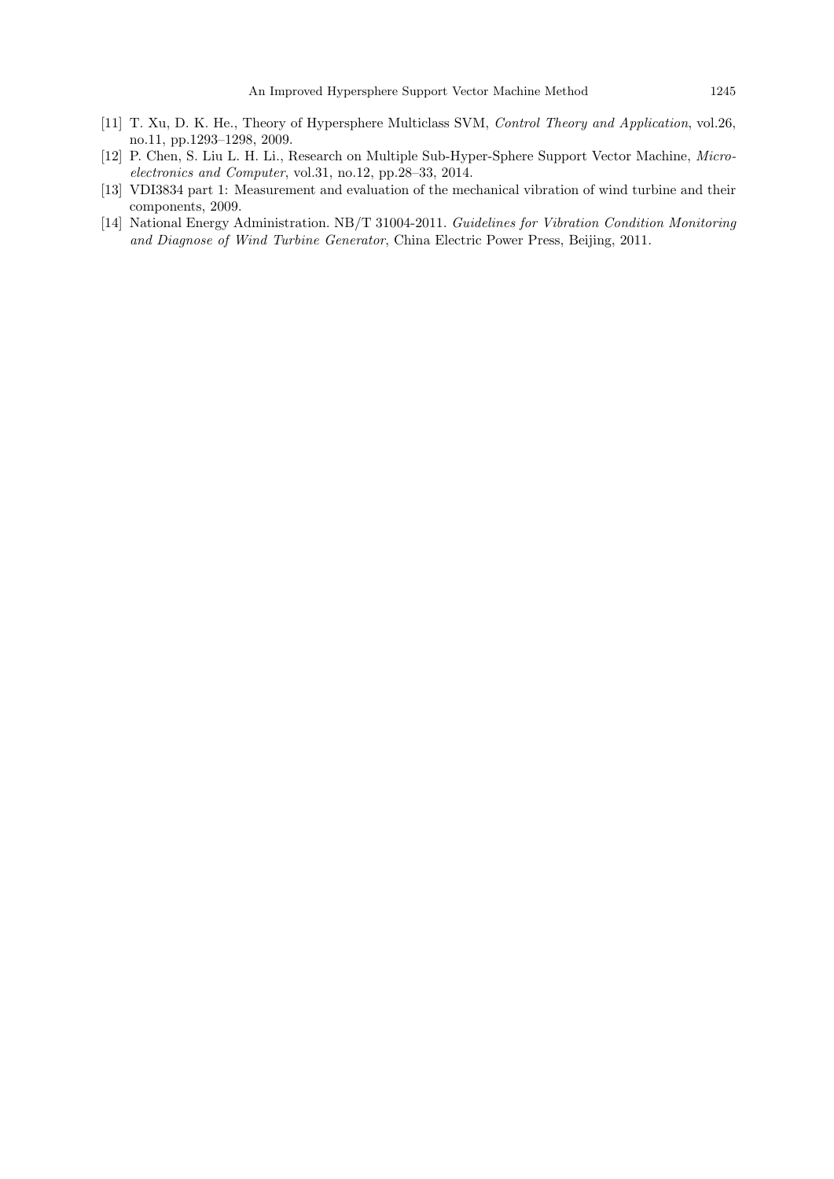[11] T. Xu, D. K. He., Theory of Hypersphere Multiclass SVM, *Control Theory and Application*, vol.26, no.11, pp.1293–1298, 2009.

[12] P. Chen, S. Liu L. H. Li., Research on Multiple Sub-Hyper-Sphere Support Vector Machine, *Microelectronics and Computer*, vol.31, no.12, pp.28–33, 2014.

[13] VDI3834 part 1: Measurement and evaluation of the mechanical vibration of wind turbine and their components, 2009.

[14] National Energy Administration. NB/T 31004-2011. *Guidelines for Vibration Condition Monitoring and Diagnose of Wind Turbine Generator*, China Electric Power Press, Beijing, 2011.